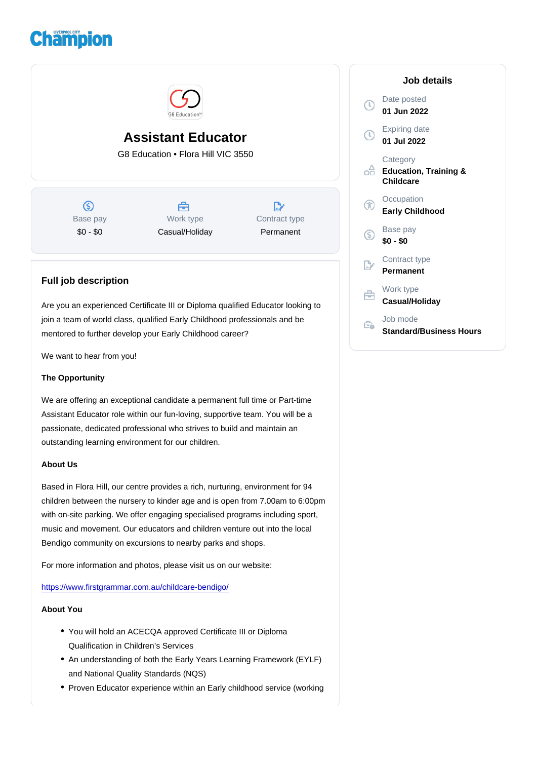# Assistant Educator

G8 Education • Flora Hill VIC 3550

| Base pay | Work type | Contract type |
| --- | --- | --- |
| $0 - $0 | Casual/Holiday | Permanent |

## Job details

Date posted
**01 Jun 2022**

Expiring date
**01 Jul 2022**

Category
**Education, Training & Childcare**

Occupation
**Early Childhood**

Base pay
**$0 - $0**

Contract type
**Permanent**

Work type
**Casual/Holiday**

Job mode
**Standard/Business Hours**

## Full job description

Are you an experienced Certificate III or Diploma qualified Educator looking to join a team of world class, qualified Early Childhood professionals and be mentored to further develop your Early Childhood career?

We want to hear from you!

**The Opportunity**

We are offering an exceptional candidate a permanent full time or Part-time Assistant Educator role within our fun-loving, supportive team. You will be a passionate, dedicated professional who strives to build and maintain an outstanding learning environment for our children.

**About Us**

Based in Flora Hill, our centre provides a rich, nurturing, environment for 94 children between the nursery to kinder age and is open from 7.00am to 6:00pm with on-site parking. We offer engaging specialised programs including sport, music and movement. Our educators and children venture out into the local Bendigo community on excursions to nearby parks and shops.

For more information and photos, please visit us on our website:

https://www.firstgrammar.com.au/childcare-bendigo/

**About You**

- You will hold an ACECQA approved Certificate III or Diploma Qualification in Children's Services
- An understanding of both the Early Years Learning Framework (EYLF) and National Quality Standards (NQS)
- Proven Educator experience within an Early childhood service (working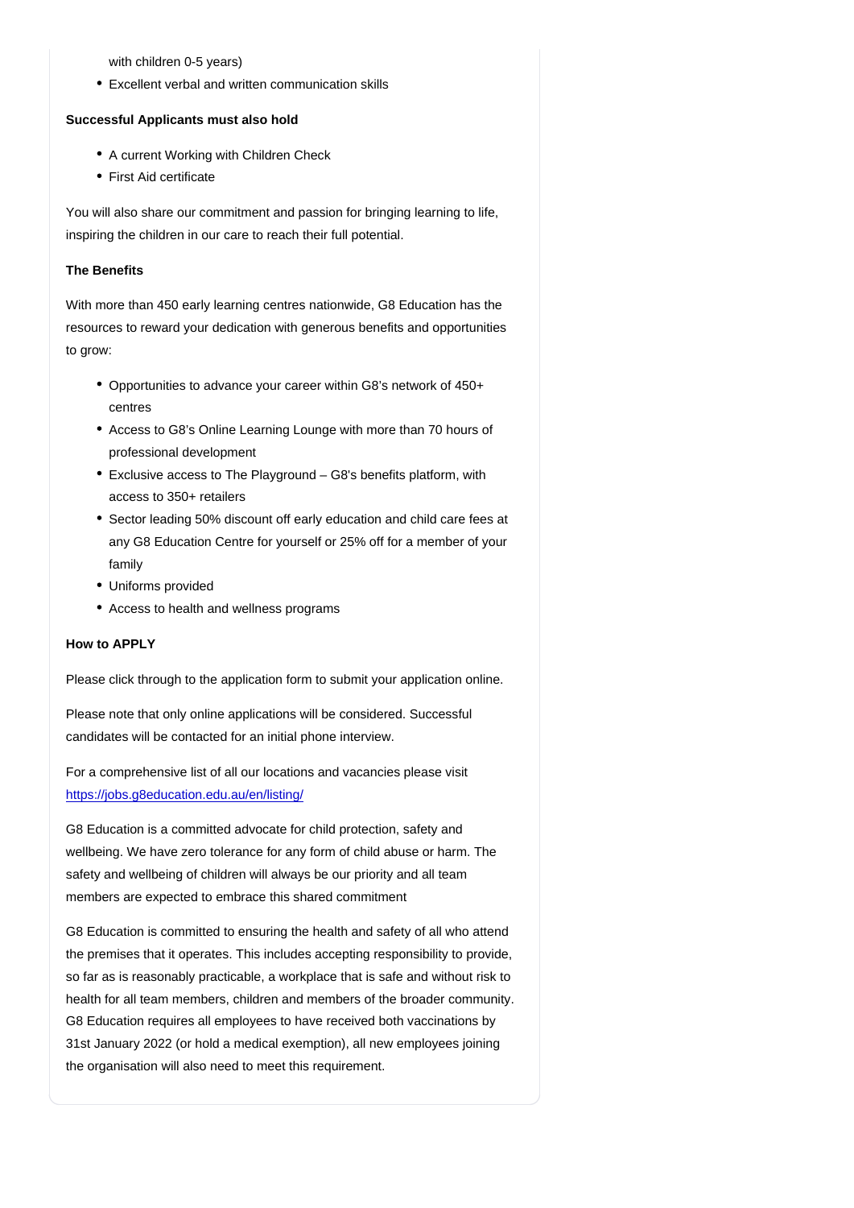with children 0-5 years)
- Excellent verbal and written communication skills

**Successful Applicants must also hold**

- A current Working with Children Check
- First Aid certificate

You will also share our commitment and passion for bringing learning to life, inspiring the children in our care to reach their full potential.

**The Benefits**

With more than 450 early learning centres nationwide, G8 Education has the resources to reward your dedication with generous benefits and opportunities to grow:

- Opportunities to advance your career within G8's network of 450+ centres
- Access to G8's Online Learning Lounge with more than 70 hours of professional development
- Exclusive access to The Playground – G8's benefits platform, with access to 350+ retailers
- Sector leading 50% discount off early education and child care fees at any G8 Education Centre for yourself or 25% off for a member of your family
- Uniforms provided
- Access to health and wellness programs

**How to APPLY**

Please click through to the application form to submit your application online.

Please note that only online applications will be considered. Successful candidates will be contacted for an initial phone interview.

For a comprehensive list of all our locations and vacancies please visit [https://jobs.g8education.edu.au/en/listing/](https://jobs.g8education.edu.au/en/listing/)

G8 Education is a committed advocate for child protection, safety and wellbeing. We have zero tolerance for any form of child abuse or harm. The safety and wellbeing of children will always be our priority and all team members are expected to embrace this shared commitment

G8 Education is committed to ensuring the health and safety of all who attend the premises that it operates. This includes accepting responsibility to provide, so far as is reasonably practicable, a workplace that is safe and without risk to health for all team members, children and members of the broader community. G8 Education requires all employees to have received both vaccinations by 31st January 2022 (or hold a medical exemption), all new employees joining the organisation will also need to meet this requirement.